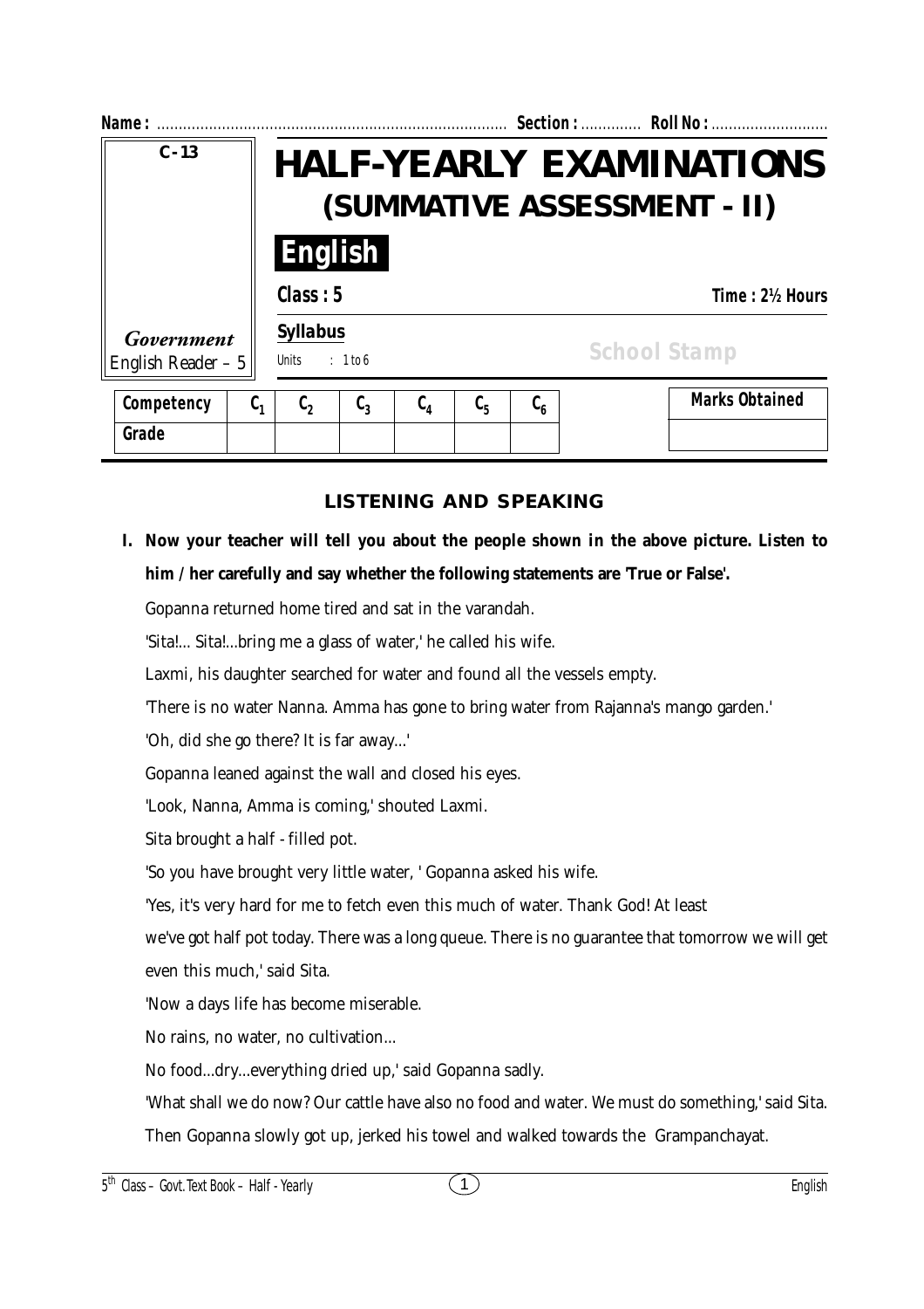**Name :** ................................................................................ **Section :** ............. **Roll No :** ..........................

C - 13

*Government* English Reader – 5

# HALF-YEARLY EXAMINATIONS
## (SUMMATIVE ASSESSMENT - II)

**English**

**Class : 5** **Time : 2½ Hours**

**Syllabus**

Units : 1 to 6

School Stamp

| Competency | $C_1$ | $C_2$ | $C_3$ | $C_4$ | $C_5$ | $C_6$ |
|---|---|---|---|---|---|---|
| Grade | | | | | | |

| Marks Obtained |
|---|
| |

### LISTENING AND SPEAKING

**I. Now your teacher will tell you about the people shown in the above picture. Listen to him / her carefully and say whether the following statements are 'True or False'.**

Gopanna returned home tired and sat in the varandah.

'Sita!... Sita!...bring me a glass of water,' he called his wife.

Laxmi, his daughter searched for water and found all the vessels empty.

'There is no water Nanna. Amma has gone to bring water from Rajanna's mango garden.'

'Oh, did she go there? It is far away...'

Gopanna leaned against the wall and closed his eyes.

'Look, Nanna, Amma is coming,' shouted Laxmi.

Sita brought a half - filled pot.

'So you have brought very little water, ' Gopanna asked his wife.

'Yes, it's very hard for me to fetch even this much of water. Thank God! At least we've got half pot today. There was a long queue. There is no guarantee that tomorrow we will get even this much,' said Sita.

'Now a days life has become miserable.

No rains, no water, no cultivation...

No food...dry...everything dried up,' said Gopanna sadly.

'What shall we do now? Our cattle have also no food and water. We must do something,' said Sita.

Then Gopanna slowly got up, jerked his towel and walked towards the Grampanchayat.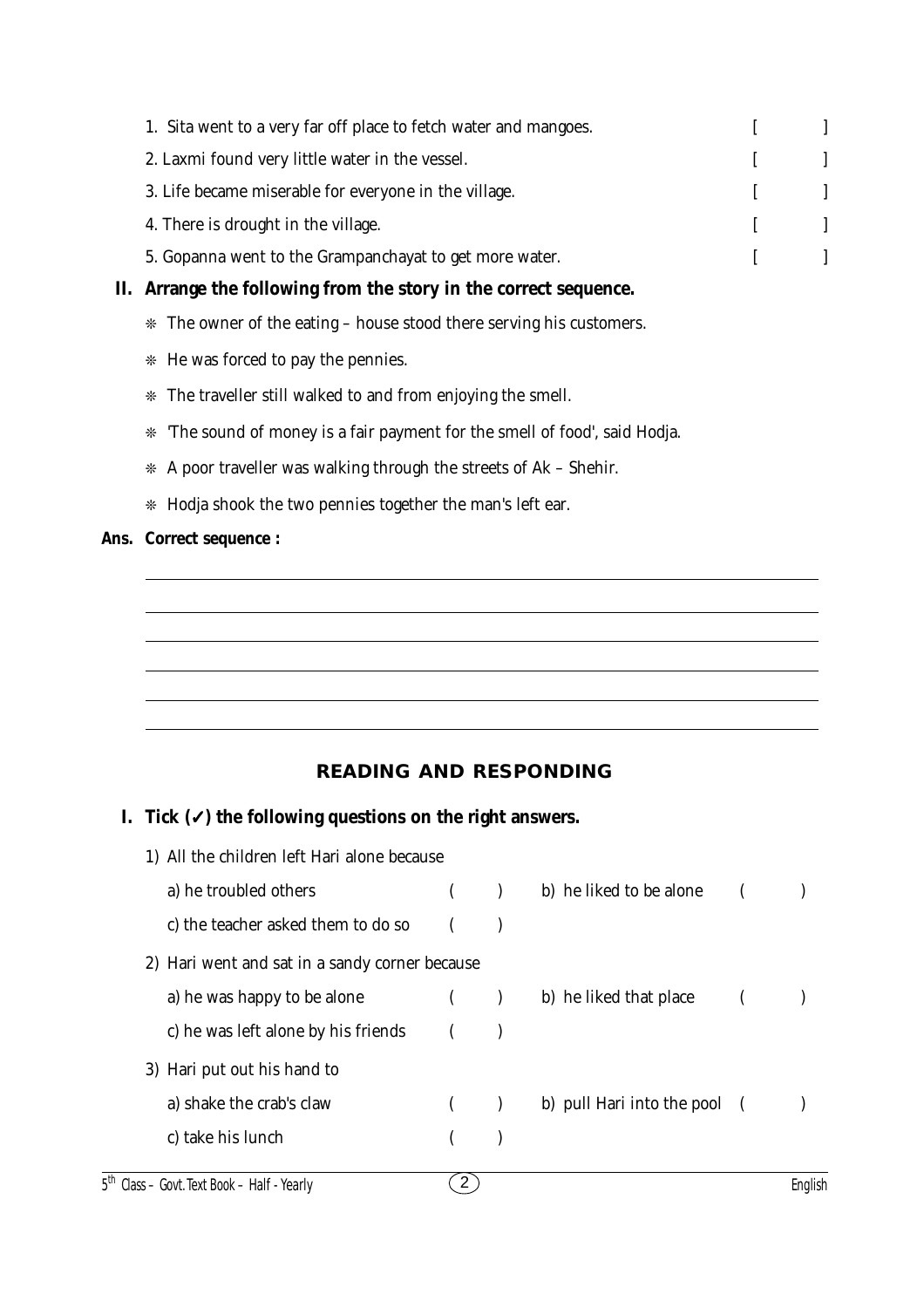1. Sita went to a very far off place to fetch water and mangoes. [ ]

2. Laxmi found very little water in the vessel. [ ]

3. Life became miserable for everyone in the village. [ ]

4. There is drought in the village. [ ]

5. Gopanna went to the Grampanchayat to get more water. [ ]

**II. Arrange the following from the story in the correct sequence.**

- The owner of the eating – house stood there serving his customers.
- He was forced to pay the pennies.
- The traveller still walked to and from enjoying the smell.
- 'The sound of money is a fair payment for the smell of food', said Hodja.
- A poor traveller was walking through the streets of Ak – Shehir.
- Hodja shook the two pennies together the man's left ear.

**Ans. Correct sequence :**

______________________________________________

______________________________________________

______________________________________________

______________________________________________

______________________________________________

______________________________________________

## READING AND RESPONDING

**I. Tick (✓) the following questions on the right answers.**

1) All the children left Hari alone because

   a) he troubled others ( ) b) he liked to be alone ( )

   c) the teacher asked them to do so ( )

2) Hari went and sat in a sandy corner because

   a) he was happy to be alone ( ) b) he liked that place ( )

   c) he was left alone by his friends ( )

3) Hari put out his hand to

   a) shake the crab's claw ( ) b) pull Hari into the pool ( )

   c) take his lunch ( )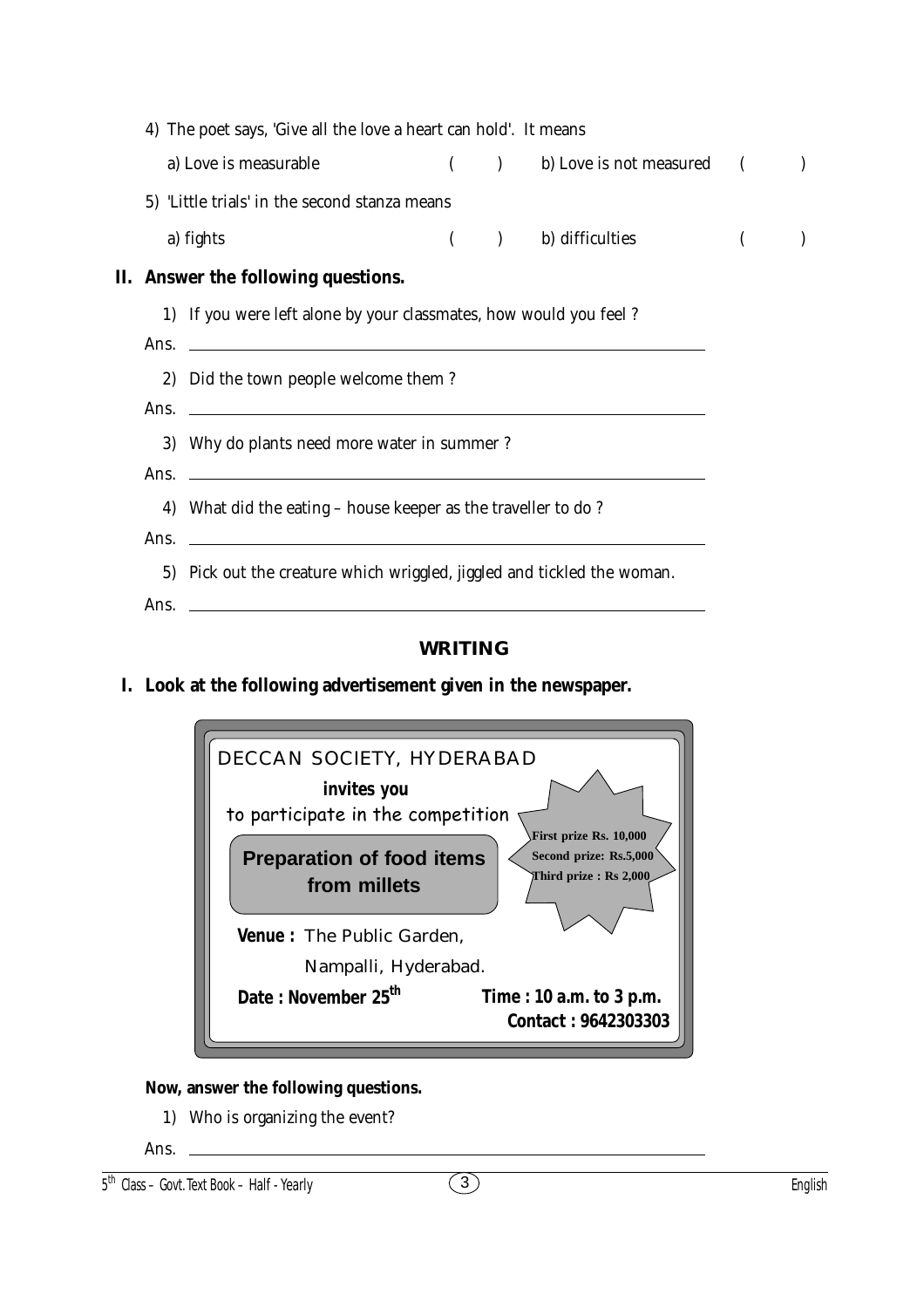4) The poet says, 'Give all the love a heart can hold'. It means

a) Love is measurable ( ) b) Love is not measured ( )

5) 'Little trials' in the second stanza means

a) fights ( ) b) difficulties ( )

## II. Answer the following questions.

1) If you were left alone by your classmates, how would you feel ?

Ans. ______________________________________________

2) Did the town people welcome them ?

Ans. ______________________________________________

3) Why do plants need more water in summer ?

Ans. ______________________________________________

4) What did the eating – house keeper as the traveller to do ?

Ans. ______________________________________________

5) Pick out the creature which wriggled, jiggled and tickled the woman.

Ans. ______________________________________________

## WRITING

**I. Look at the following advertisement given in the newspaper.**

DECCAN SOCIETY, HYDERABAD

**invites you**

to participate in the competition

**Preparation of food items from millets**

**First prize Rs. 10,000**
**Second prize: Rs.5,000**
**Third prize : Rs 2,000**

**Venue :** The Public Garden, Nampalli, Hyderabad.

**Date : November 25th**

**Time : 10 a.m. to 3 p.m.**

**Contact : 9642303303**

**Now, answer the following questions.**

1) Who is organizing the event?

Ans. ______________________________________________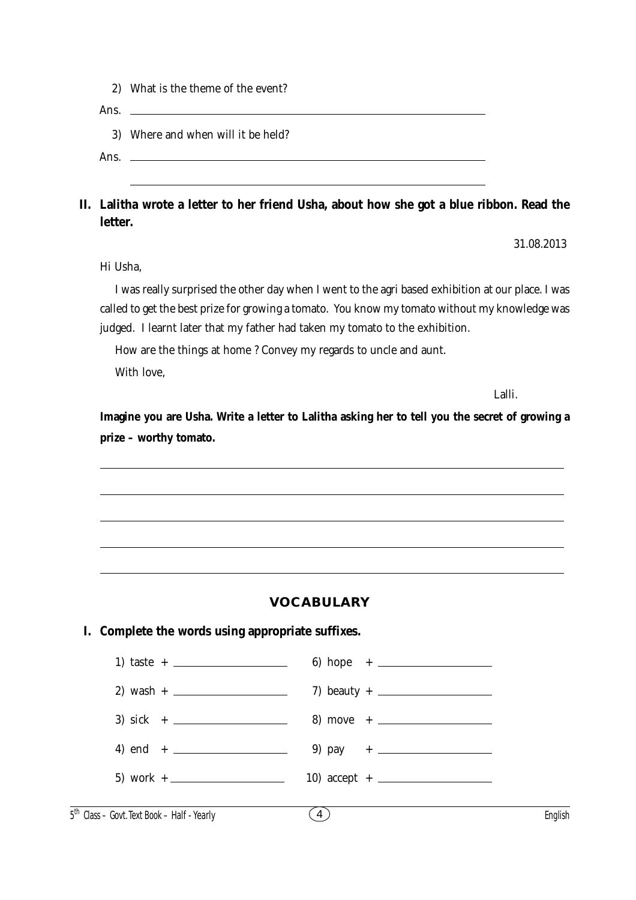2) What is the theme of the event?

Ans. ______________________________________________

3) Where and when will it be held?

Ans. ______________________________________________

______________________________________________

**II. Lalitha wrote a letter to her friend Usha, about how she got a blue ribbon. Read the letter.**

31.08.2013

Hi Usha,

I was really surprised the other day when I went to the agri based exhibition at our place. I was called to get the best prize for growing a tomato. You know my tomato without my knowledge was judged. I learnt later that my father had taken my tomato to the exhibition.

How are the things at home ? Convey my regards to uncle and aunt.

With love,

Lalli.

**Imagine you are Usha. Write a letter to Lalitha asking her to tell you the secret of growing a prize – worthy tomato.**

______________________________________________

______________________________________________

______________________________________________

______________________________________________

______________________________________________

## VOCABULARY

**I. Complete the words using appropriate suffixes.**

1) taste + ____________ 6) hope + ____________

2) wash + ____________ 7) beauty + ____________

3) sick + ____________ 8) move + ____________

4) end + ____________ 9) pay + ____________

5) work + ____________ 10) accept + ____________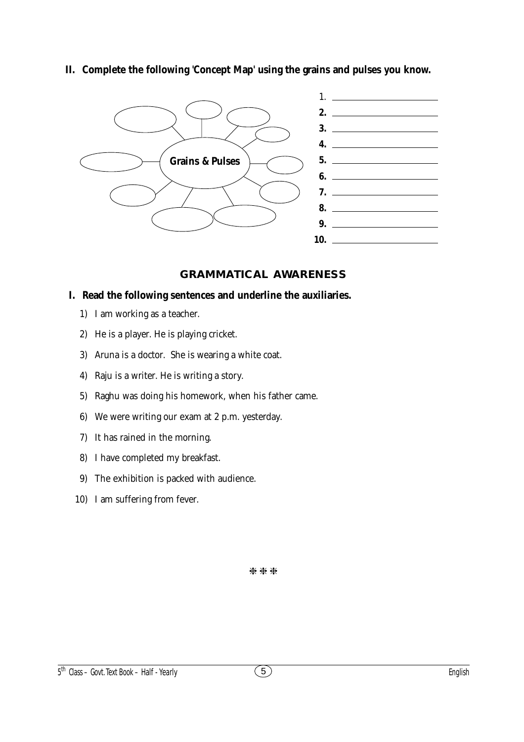**II. Complete the following 'Concept Map' using the grains and pulses you know.**

Grains & Pulses

1. ______________________
2. ______________________
3. ______________________
4. ______________________
5. ______________________
6. ______________________
7. ______________________
8. ______________________
9. ______________________
10. ______________________

## GRAMMATICAL AWARENESS

**I. Read the following sentences and underline the auxiliaries.**

1) I am working as a teacher.
2) He is a player. He is playing cricket.
3) Aruna is a doctor. She is wearing a white coat.
4) Raju is a writer. He is writing a story.
5) Raghu was doing his homework, when his father came.
6) We were writing our exam at 2 p.m. yesterday.
7) It has rained in the morning.
8) I have completed my breakfast.
9) The exhibition is packed with audience.
10) I am suffering from fever.

❋ ❋ ❋